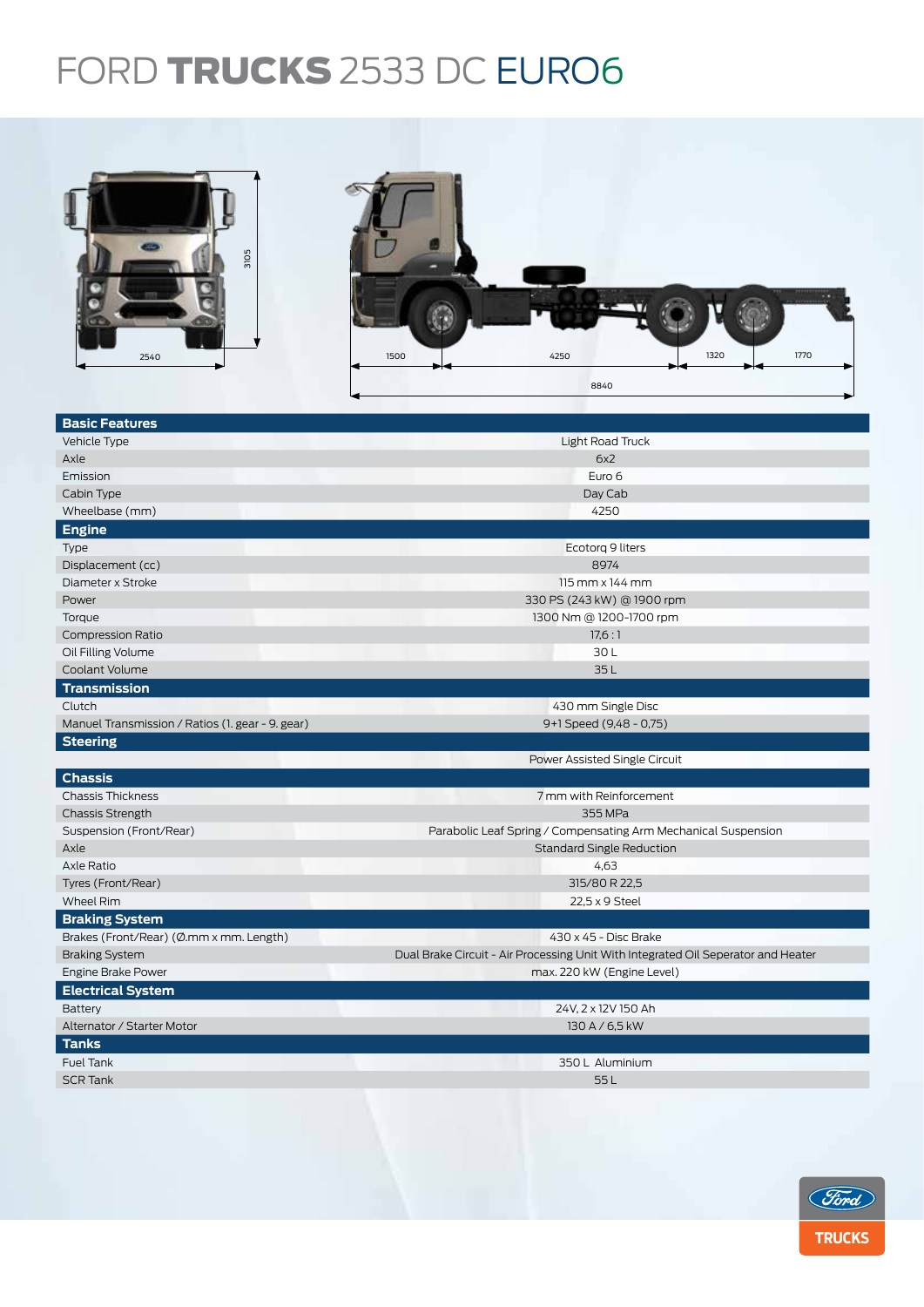# FORD **TRUCKS** 2533 DC EURO6

2540

3105

1500

4250

1320

1770

8840

| | |
|---|---|
| **Basic Features** | |
| Vehicle Type | Light Road Truck |
| Axle | 6x2 |
| Emission | Euro 6 |
| Cabin Type | Day Cab |
| Wheelbase (mm) | 4250 |
| **Engine** | |
| Type | Ecotorq 9 liters |
| Displacement (cc) | 8974 |
| Diameter x Stroke | 115 mm x 144 mm |
| Power | 330 PS (243 kW) @ 1900 rpm |
| Torque | 1300 Nm @ 1200-1700 rpm |
| Compression Ratio | 17,6 : 1 |
| Oil Filling Volume | 30 L |
| Coolant Volume | 35 L |
| **Transmission** | |
| Clutch | 430 mm Single Disc |
| Manuel Transmission / Ratios (1. gear - 9. gear) | 9+1 Speed (9,48 - 0,75) |
| **Steering** | |
| | Power Assisted Single Circuit |
| **Chassis** | |
| Chassis Thickness | 7 mm with Reinforcement |
| Chassis Strength | 355 MPa |
| Suspension (Front/Rear) | Parabolic Leaf Spring / Compensating Arm Mechanical Suspension |
| Axle | Standard Single Reduction |
| Axle Ratio | 4,63 |
| Tyres (Front/Rear) | 315/80 R 22,5 |
| Wheel Rim | 22,5 x 9 Steel |
| **Braking System** | |
| Brakes (Front/Rear) (Ø.mm x mm. Length) | 430 x 45 - Disc Brake |
| Braking System | Dual Brake Circuit - Air Processing Unit With Integrated Oil Seperator and Heater |
| Engine Brake Power | max. 220 kW (Engine Level) |
| **Electrical System** | |
| Battery | 24V, 2 x 12V 150 Ah |
| Alternator / Starter Motor | 130 A / 6,5 kW |
| **Tanks** | |
| Fuel Tank | 350 L Aluminium |
| SCR Tank | 55 L |

Ford TRUCKS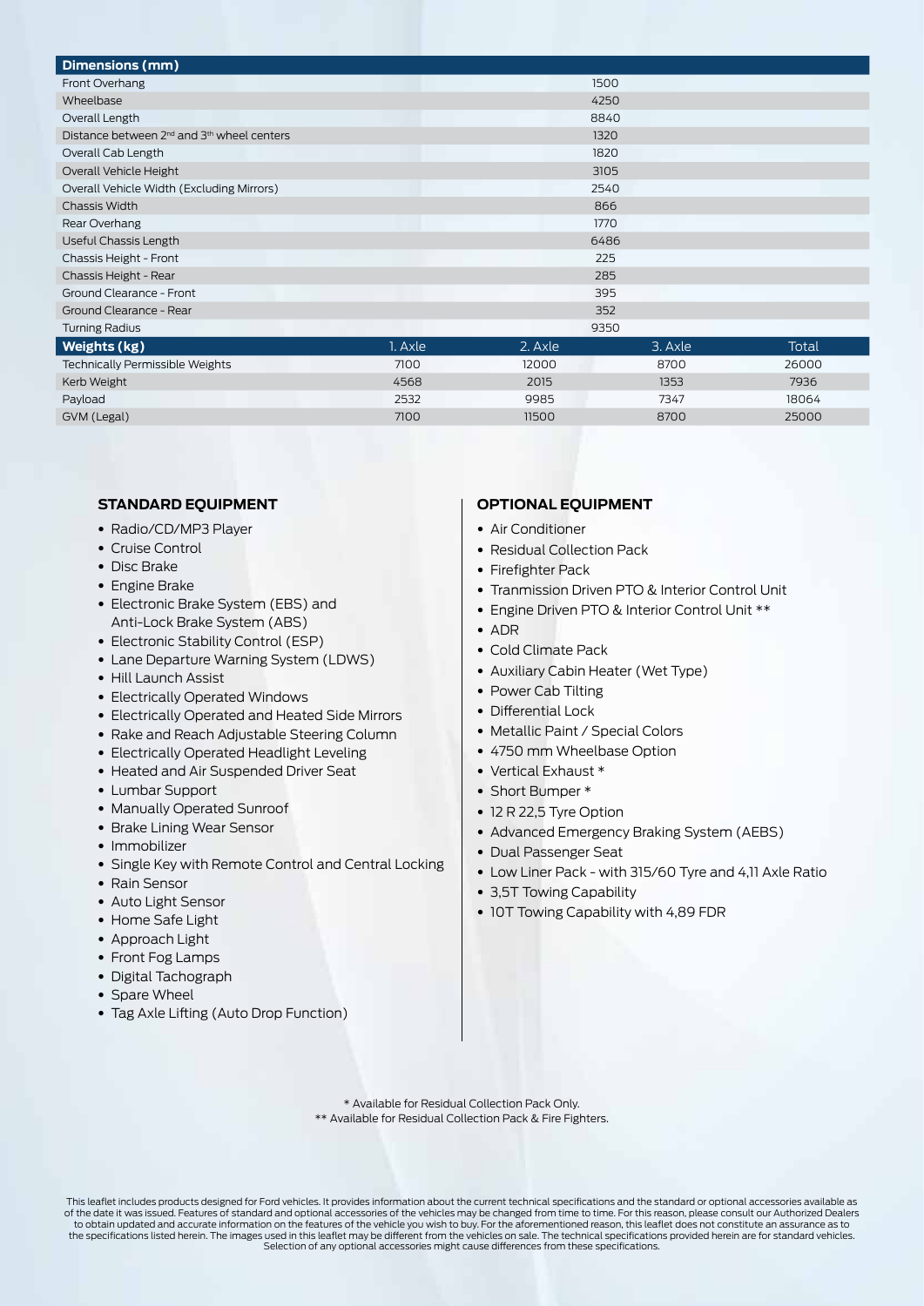| Dimensions (mm) | | | | |
|---|---|---|---|---|
| Front Overhang | 1500 | | | |
| Wheelbase | 4250 | | | |
| Overall Length | 8840 | | | |
| Distance between 2nd and 3th wheel centers | 1320 | | | |
| Overall Cab Length | 1820 | | | |
| Overall Vehicle Height | 3105 | | | |
| Overall Vehicle Width (Excluding Mirrors) | 2540 | | | |
| Chassis Width | 866 | | | |
| Rear Overhang | 1770 | | | |
| Useful Chassis Length | 6486 | | | |
| Chassis Height - Front | 225 | | | |
| Chassis Height - Rear | 285 | | | |
| Ground Clearance - Front | 395 | | | |
| Ground Clearance - Rear | 352 | | | |
| Turning Radius | 9350 | | | |
| **Weights (kg)** | **1. Axle** | **2. Axle** | **3. Axle** | **Total** |
| Technically Permissible Weights | 7100 | 12000 | 8700 | 26000 |
| Kerb Weight | 4568 | 2015 | 1353 | 7936 |
| Payload | 2532 | 9985 | 7347 | 18064 |
| GVM (Legal) | 7100 | 11500 | 8700 | 25000 |

## STANDARD EQUIPMENT

- Radio/CD/MP3 Player
- Cruise Control
- Disc Brake
- Engine Brake
- Electronic Brake System (EBS) and Anti-Lock Brake System (ABS)
- Electronic Stability Control (ESP)
- Lane Departure Warning System (LDWS)
- Hill Launch Assist
- Electrically Operated Windows
- Electrically Operated and Heated Side Mirrors
- Rake and Reach Adjustable Steering Column
- Electrically Operated Headlight Leveling
- Heated and Air Suspended Driver Seat
- Lumbar Support
- Manually Operated Sunroof
- Brake Lining Wear Sensor
- Immobilizer
- Single Key with Remote Control and Central Locking
- Rain Sensor
- Auto Light Sensor
- Home Safe Light
- Approach Light
- Front Fog Lamps
- Digital Tachograph
- Spare Wheel
- Tag Axle Lifting (Auto Drop Function)

## OPTIONAL EQUIPMENT

- Air Conditioner
- Residual Collection Pack
- Firefighter Pack
- Tranmission Driven PTO & Interior Control Unit
- Engine Driven PTO & Interior Control Unit **
- ADR
- Cold Climate Pack
- Auxiliary Cabin Heater (Wet Type)
- Power Cab Tilting
- Differential Lock
- Metallic Paint / Special Colors
- 4750 mm Wheelbase Option
- Vertical Exhaust *
- Short Bumper *
- 12 R 22,5 Tyre Option
- Advanced Emergency Braking System (AEBS)
- Dual Passenger Seat
- Low Liner Pack - with 315/60 Tyre and 4,11 Axle Ratio
- 3,5T Towing Capability
- 10T Towing Capability with 4,89 FDR

\* Available for Residual Collection Pack Only.
** Available for Residual Collection Pack & Fire Fighters.

This leaflet includes products designed for Ford vehicles. It provides information about the current technical specifications and the standard or optional accessories available as of the date it was issued. Features of standard and optional accessories of the vehicles may be changed from time to time. For this reason, please consult our Authorized Dealers to obtain updated and accurate information on the features of the vehicle you wish to buy. For the aforementioned reason, this leaflet does not constitute an assurance as to the specifications listed herein. The images used in this leaflet may be different from the vehicles on sale. The technical specifications provided herein are for standard vehicles. Selection of any optional accessories might cause differences from these specifications.